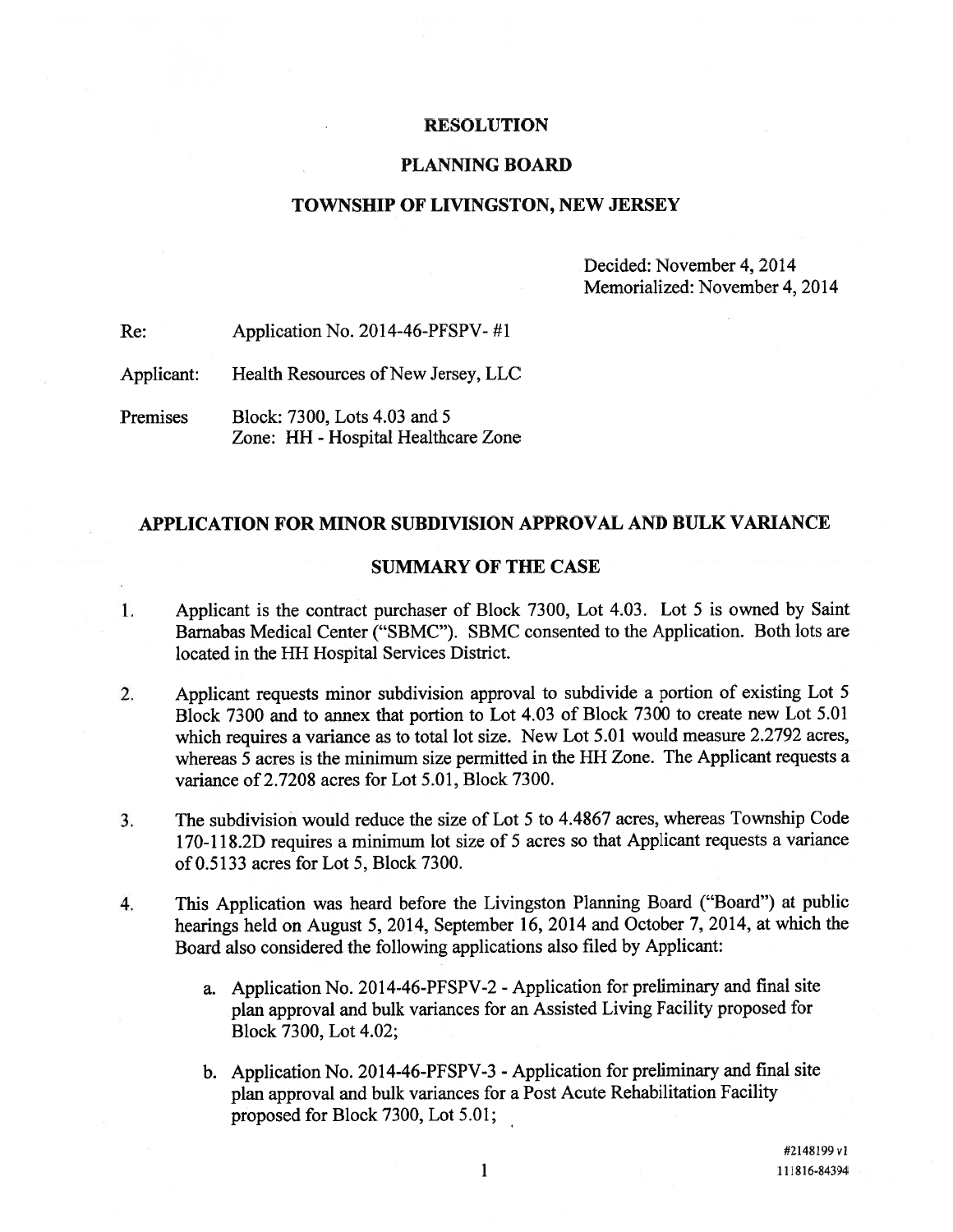# RESOLUTION

## PLANNING BOARD

## TOWNSHIP OF LIVINGSTON, NEW JERSEY

Decided: November 4, 2014
Memorialized: November 4, 2014

Re: Application No. 2014-46-PFSPV- #1

Applicant: Health Resources of New Jersey, LLC

Premises Block: 7300, Lots 4.03 and 5
Zone: HH - Hospital Healthcare Zone

## APPLICATION FOR MINOR SUBDIVISION APPROVAL AND BULK VARIANCE

## SUMMARY OF THE CASE

1. Applicant is the contract purchaser of Block 7300, Lot 4.03. Lot 5 is owned by Saint Barnabas Medical Center ("SBMC"). SBMC consented to the Application. Both lots are located in the HH Hospital Services District.

2. Applicant requests minor subdivision approval to subdivide a portion of existing Lot 5 Block 7300 and to annex that portion to Lot 4.03 of Block 7300 to create new Lot 5.01 which requires a variance as to total lot size. New Lot 5.01 would measure 2.2792 acres, whereas 5 acres is the minimum size permitted in the HH Zone. The Applicant requests a variance of 2.7208 acres for Lot 5.01, Block 7300.

3. The subdivision would reduce the size of Lot 5 to 4.4867 acres, whereas Township Code 170-118.2D requires a minimum lot size of 5 acres so that Applicant requests a variance of 0.5133 acres for Lot 5, Block 7300.

4. This Application was heard before the Livingston Planning Board ("Board") at public hearings held on August 5, 2014, September 16, 2014 and October 7, 2014, at which the Board also considered the following applications also filed by Applicant:

   a. Application No. 2014-46-PFSPV-2 - Application for preliminary and final site plan approval and bulk variances for an Assisted Living Facility proposed for Block 7300, Lot 4.02;

   b. Application No. 2014-46-PFSPV-3 - Application for preliminary and final site plan approval and bulk variances for a Post Acute Rehabilitation Facility proposed for Block 7300, Lot 5.01;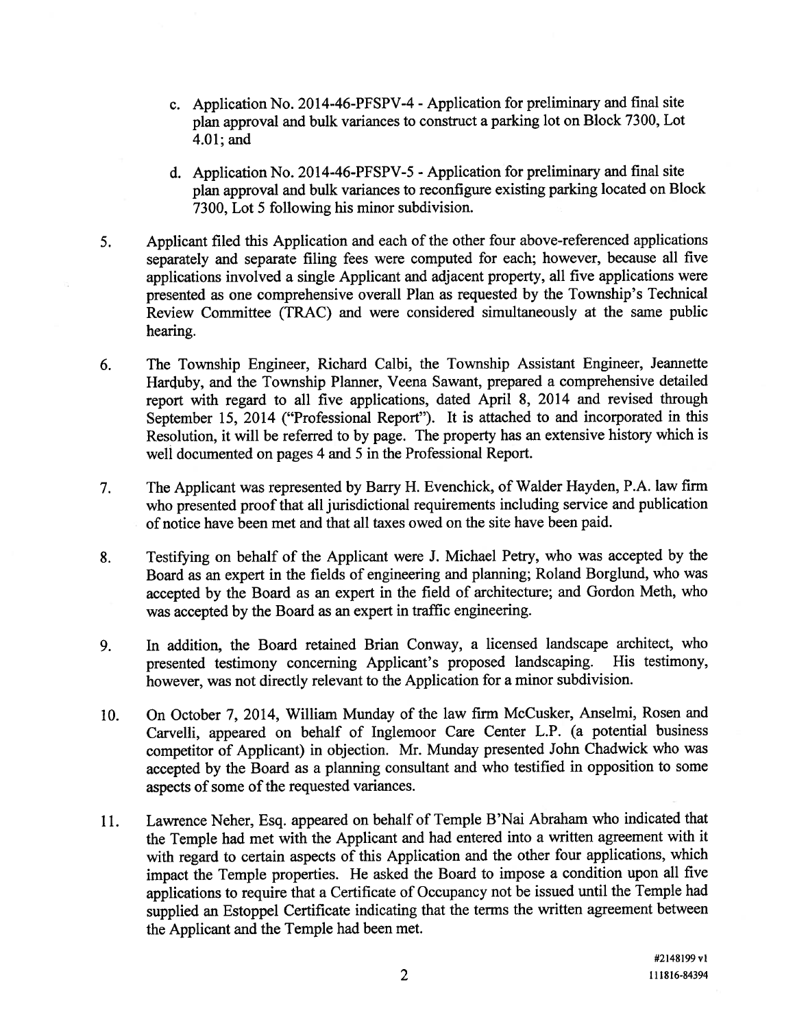c. Application No. 2014-46-PFSPV-4 - Application for preliminary and final site plan approval and bulk variances to construct a parking lot on Block 7300, Lot 4.01; and

d. Application No. 2014-46-PFSPV-5 - Application for preliminary and final site plan approval and bulk variances to reconfigure existing parking located on Block 7300, Lot 5 following his minor subdivision.

5. Applicant filed this Application and each of the other four above-referenced applications separately and separate filing fees were computed for each; however, because all five applications involved a single Applicant and adjacent property, all five applications were presented as one comprehensive overall Plan as requested by the Township's Technical Review Committee (TRAC) and were considered simultaneously at the same public hearing.

6. The Township Engineer, Richard Calbi, the Township Assistant Engineer, Jeannette Harduby, and the Township Planner, Veena Sawant, prepared a comprehensive detailed report with regard to all five applications, dated April 8, 2014 and revised through September 15, 2014 ("Professional Report"). It is attached to and incorporated in this Resolution, it will be referred to by page. The property has an extensive history which is well documented on pages 4 and 5 in the Professional Report.

7. The Applicant was represented by Barry H. Evenchick, of Walder Hayden, P.A. law firm who presented proof that all jurisdictional requirements including service and publication of notice have been met and that all taxes owed on the site have been paid.

8. Testifying on behalf of the Applicant were J. Michael Petry, who was accepted by the Board as an expert in the fields of engineering and planning; Roland Borglund, who was accepted by the Board as an expert in the field of architecture; and Gordon Meth, who was accepted by the Board as an expert in traffic engineering.

9. In addition, the Board retained Brian Conway, a licensed landscape architect, who presented testimony concerning Applicant's proposed landscaping. His testimony, however, was not directly relevant to the Application for a minor subdivision.

10. On October 7, 2014, William Munday of the law firm McCusker, Anselmi, Rosen and Carvelli, appeared on behalf of Inglemoor Care Center L.P. (a potential business competitor of Applicant) in objection. Mr. Munday presented John Chadwick who was accepted by the Board as a planning consultant and who testified in opposition to some aspects of some of the requested variances.

11. Lawrence Neher, Esq. appeared on behalf of Temple B'Nai Abraham who indicated that the Temple had met with the Applicant and had entered into a written agreement with it with regard to certain aspects of this Application and the other four applications, which impact the Temple properties. He asked the Board to impose a condition upon all five applications to require that a Certificate of Occupancy not be issued until the Temple had supplied an Estoppel Certificate indicating that the terms the written agreement between the Applicant and the Temple had been met.

#2148199 v1
111816-84394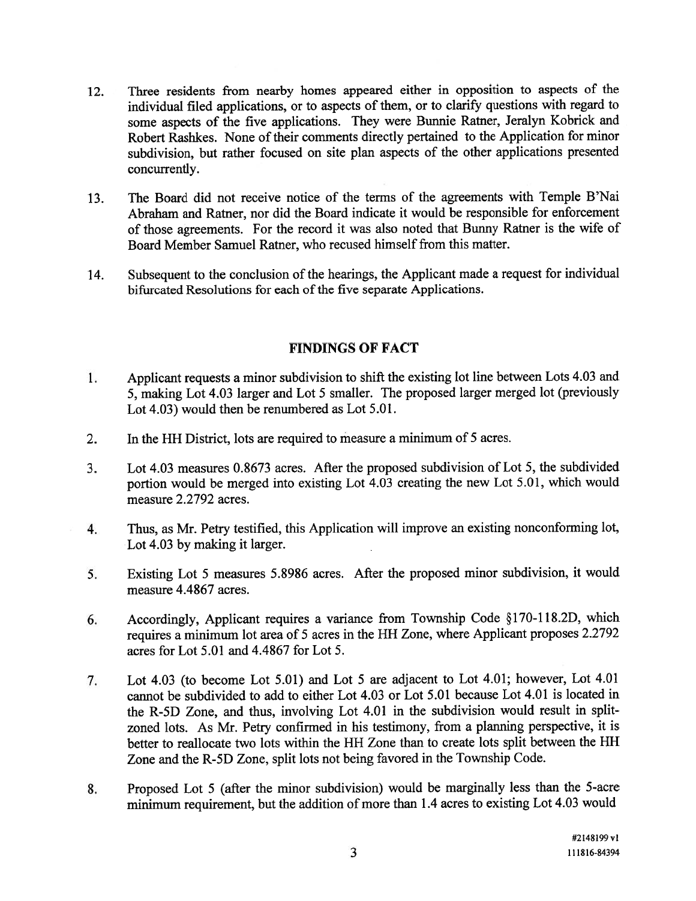12. Three residents from nearby homes appeared either in opposition to aspects of the individual filed applications, or to aspects of them, or to clarify questions with regard to some aspects of the five applications. They were Bunnie Ratner, Jeralyn Kobrick and Robert Rashkes. None of their comments directly pertained to the Application for minor subdivision, but rather focused on site plan aspects of the other applications presented concurrently.

13. The Board did not receive notice of the terms of the agreements with Temple B'Nai Abraham and Ratner, nor did the Board indicate it would be responsible for enforcement of those agreements. For the record it was also noted that Bunny Ratner is the wife of Board Member Samuel Ratner, who recused himself from this matter.

14. Subsequent to the conclusion of the hearings, the Applicant made a request for individual bifurcated Resolutions for each of the five separate Applications.

## FINDINGS OF FACT

1. Applicant requests a minor subdivision to shift the existing lot line between Lots 4.03 and 5, making Lot 4.03 larger and Lot 5 smaller. The proposed larger merged lot (previously Lot 4.03) would then be renumbered as Lot 5.01.

2. In the HH District, lots are required to measure a minimum of 5 acres.

3. Lot 4.03 measures 0.8673 acres. After the proposed subdivision of Lot 5, the subdivided portion would be merged into existing Lot 4.03 creating the new Lot 5.01, which would measure 2.2792 acres.

4. Thus, as Mr. Petry testified, this Application will improve an existing nonconforming lot, Lot 4.03 by making it larger.

5. Existing Lot 5 measures 5.8986 acres. After the proposed minor subdivision, it would measure 4.4867 acres.

6. Accordingly, Applicant requires a variance from Township Code §170-118.2D, which requires a minimum lot area of 5 acres in the HH Zone, where Applicant proposes 2.2792 acres for Lot 5.01 and 4.4867 for Lot 5.

7. Lot 4.03 (to become Lot 5.01) and Lot 5 are adjacent to Lot 4.01; however, Lot 4.01 cannot be subdivided to add to either Lot 4.03 or Lot 5.01 because Lot 4.01 is located in the R-5D Zone, and thus, involving Lot 4.01 in the subdivision would result in split-zoned lots. As Mr. Petry confirmed in his testimony, from a planning perspective, it is better to reallocate two lots within the HH Zone than to create lots split between the HH Zone and the R-5D Zone, split lots not being favored in the Township Code.

8. Proposed Lot 5 (after the minor subdivision) would be marginally less than the 5-acre minimum requirement, but the addition of more than 1.4 acres to existing Lot 4.03 would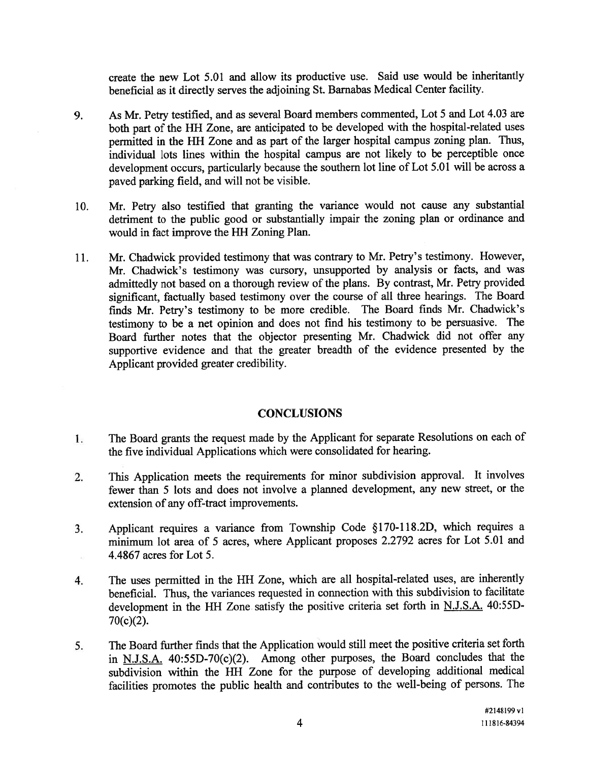create the new Lot 5.01 and allow its productive use. Said use would be inheritantly beneficial as it directly serves the adjoining St. Barnabas Medical Center facility.

9. As Mr. Petry testified, and as several Board members commented, Lot 5 and Lot 4.03 are both part of the HH Zone, are anticipated to be developed with the hospital-related uses permitted in the HH Zone and as part of the larger hospital campus zoning plan. Thus, individual lots lines within the hospital campus are not likely to be perceptible once development occurs, particularly because the southern lot line of Lot 5.01 will be across a paved parking field, and will not be visible.

10. Mr. Petry also testified that granting the variance would not cause any substantial detriment to the public good or substantially impair the zoning plan or ordinance and would in fact improve the HH Zoning Plan.

11. Mr. Chadwick provided testimony that was contrary to Mr. Petry's testimony. However, Mr. Chadwick's testimony was cursory, unsupported by analysis or facts, and was admittedly not based on a thorough review of the plans. By contrast, Mr. Petry provided significant, factually based testimony over the course of all three hearings. The Board finds Mr. Petry's testimony to be more credible. The Board finds Mr. Chadwick's testimony to be a net opinion and does not find his testimony to be persuasive. The Board further notes that the objector presenting Mr. Chadwick did not offer any supportive evidence and that the greater breadth of the evidence presented by the Applicant provided greater credibility.

## CONCLUSIONS

1. The Board grants the request made by the Applicant for separate Resolutions on each of the five individual Applications which were consolidated for hearing.

2. This Application meets the requirements for minor subdivision approval. It involves fewer than 5 lots and does not involve a planned development, any new street, or the extension of any off-tract improvements.

3. Applicant requires a variance from Township Code §170-118.2D, which requires a minimum lot area of 5 acres, where Applicant proposes 2.2792 acres for Lot 5.01 and 4.4867 acres for Lot 5.

4. The uses permitted in the HH Zone, which are all hospital-related uses, are inherently beneficial. Thus, the variances requested in connection with this subdivision to facilitate development in the HH Zone satisfy the positive criteria set forth in N.J.S.A. 40:55D-70(c)(2).

5. The Board further finds that the Application would still meet the positive criteria set forth in N.J.S.A. 40:55D-70(c)(2). Among other purposes, the Board concludes that the subdivision within the HH Zone for the purpose of developing additional medical facilities promotes the public health and contributes to the well-being of persons. The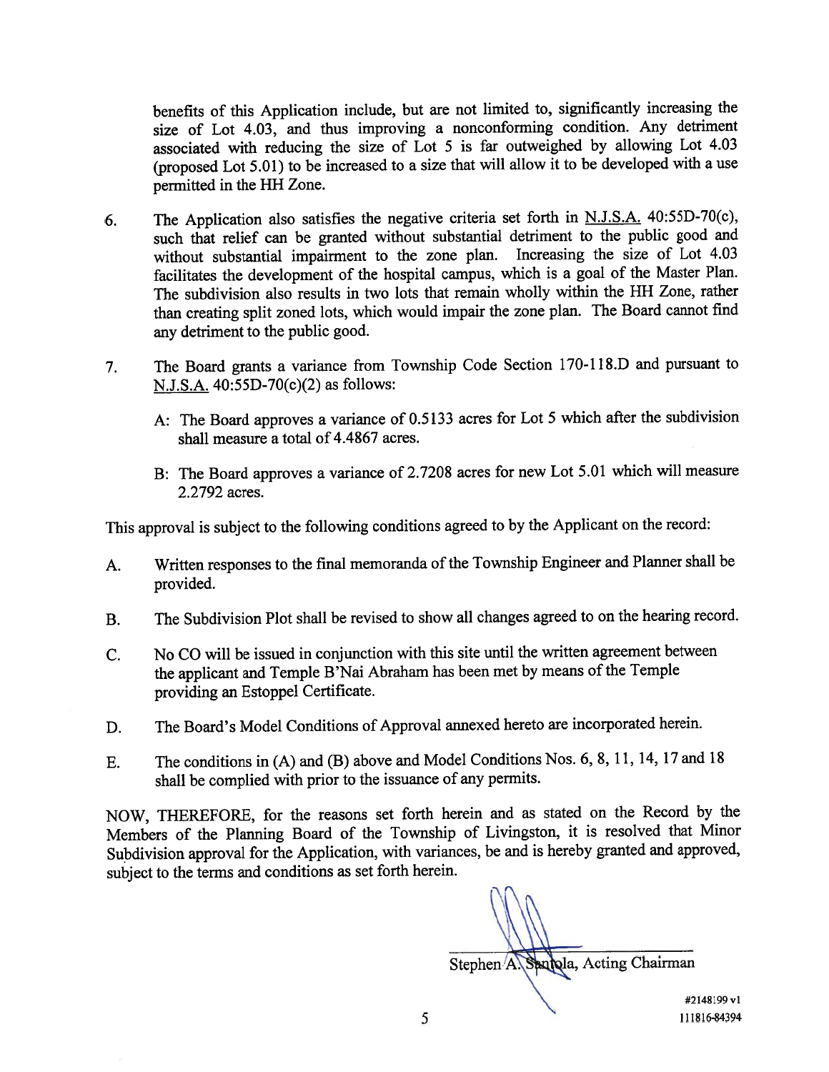benefits of this Application include, but are not limited to, significantly increasing the size of Lot 4.03, and thus improving a nonconforming condition. Any detriment associated with reducing the size of Lot 5 is far outweighed by allowing Lot 4.03 (proposed Lot 5.01) to be increased to a size that will allow it to be developed with a use permitted in the HH Zone.

6. The Application also satisfies the negative criteria set forth in N.J.S.A. 40:55D-70(c), such that relief can be granted without substantial detriment to the public good and without substantial impairment to the zone plan. Increasing the size of Lot 4.03 facilitates the development of the hospital campus, which is a goal of the Master Plan. The subdivision also results in two lots that remain wholly within the HH Zone, rather than creating split zoned lots, which would impair the zone plan. The Board cannot find any detriment to the public good.

7. The Board grants a variance from Township Code Section 170-118.D and pursuant to N.J.S.A. 40:55D-70(c)(2) as follows:

   A: The Board approves a variance of 0.5133 acres for Lot 5 which after the subdivision shall measure a total of 4.4867 acres.

   B: The Board approves a variance of 2.7208 acres for new Lot 5.01 which will measure 2.2792 acres.

This approval is subject to the following conditions agreed to by the Applicant on the record:

A. Written responses to the final memoranda of the Township Engineer and Planner shall be provided.

B. The Subdivision Plot shall be revised to show all changes agreed to on the hearing record.

C. No CO will be issued in conjunction with this site until the written agreement between the applicant and Temple B'Nai Abraham has been met by means of the Temple providing an Estoppel Certificate.

D. The Board's Model Conditions of Approval annexed hereto are incorporated herein.

E. The conditions in (A) and (B) above and Model Conditions Nos. 6, 8, 11, 14, 17 and 18 shall be complied with prior to the issuance of any permits.

NOW, THEREFORE, for the reasons set forth herein and as stated on the Record by the Members of the Planning Board of the Township of Livingston, it is resolved that Minor Subdivision approval for the Application, with variances, be and is hereby granted and approved, subject to the terms and conditions as set forth herein.

Stephen A. Santola, Acting Chairman

#2148199 v1
111816-84394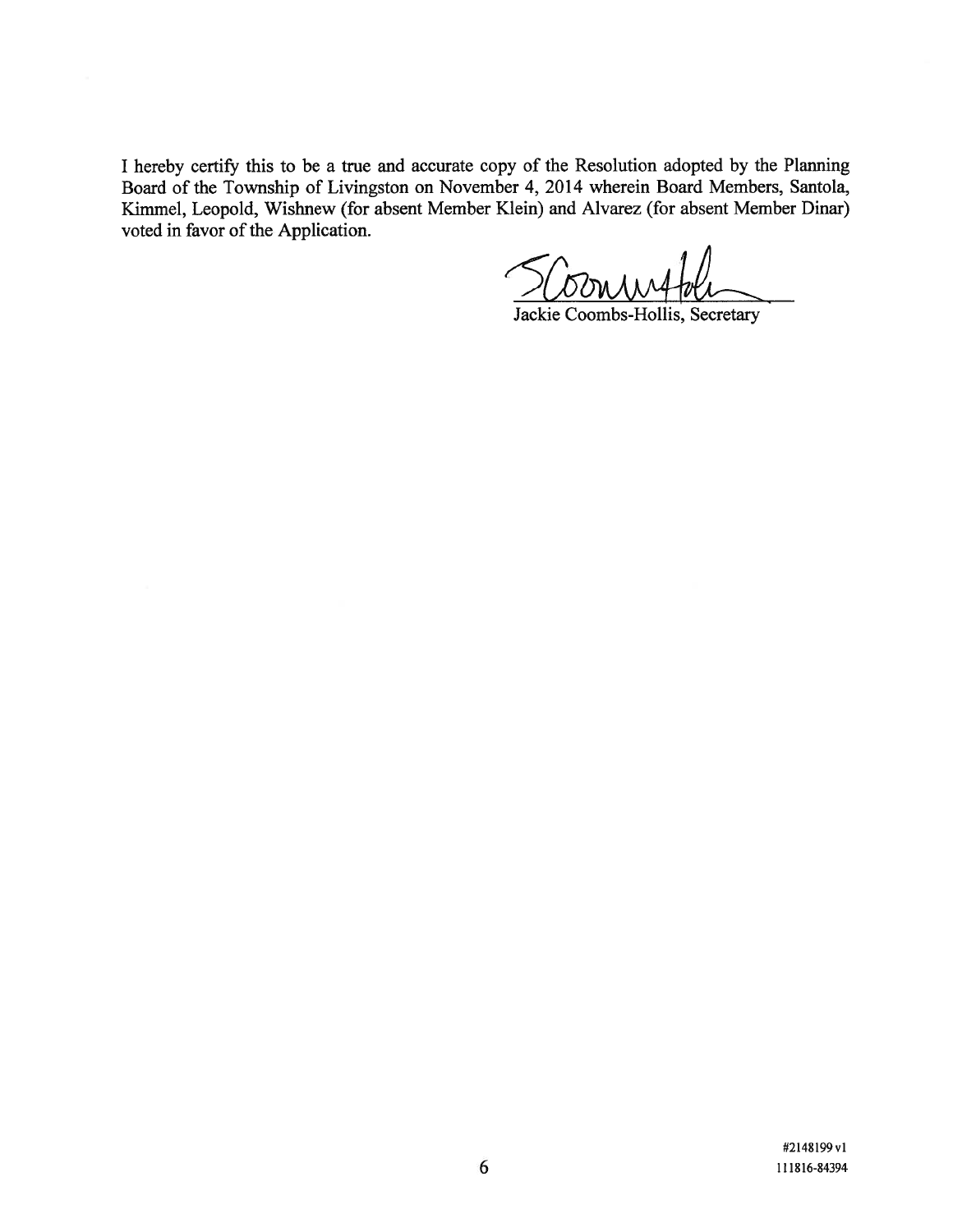I hereby certify this to be a true and accurate copy of the Resolution adopted by the Planning Board of the Township of Livingston on November 4, 2014 wherein Board Members, Santola, Kimmel, Leopold, Wishnew (for absent Member Klein) and Alvarez (for absent Member Dinar) voted in favor of the Application.

Jackie Coombs-Hollis, Secretary

#2148199 v1
111816-84394